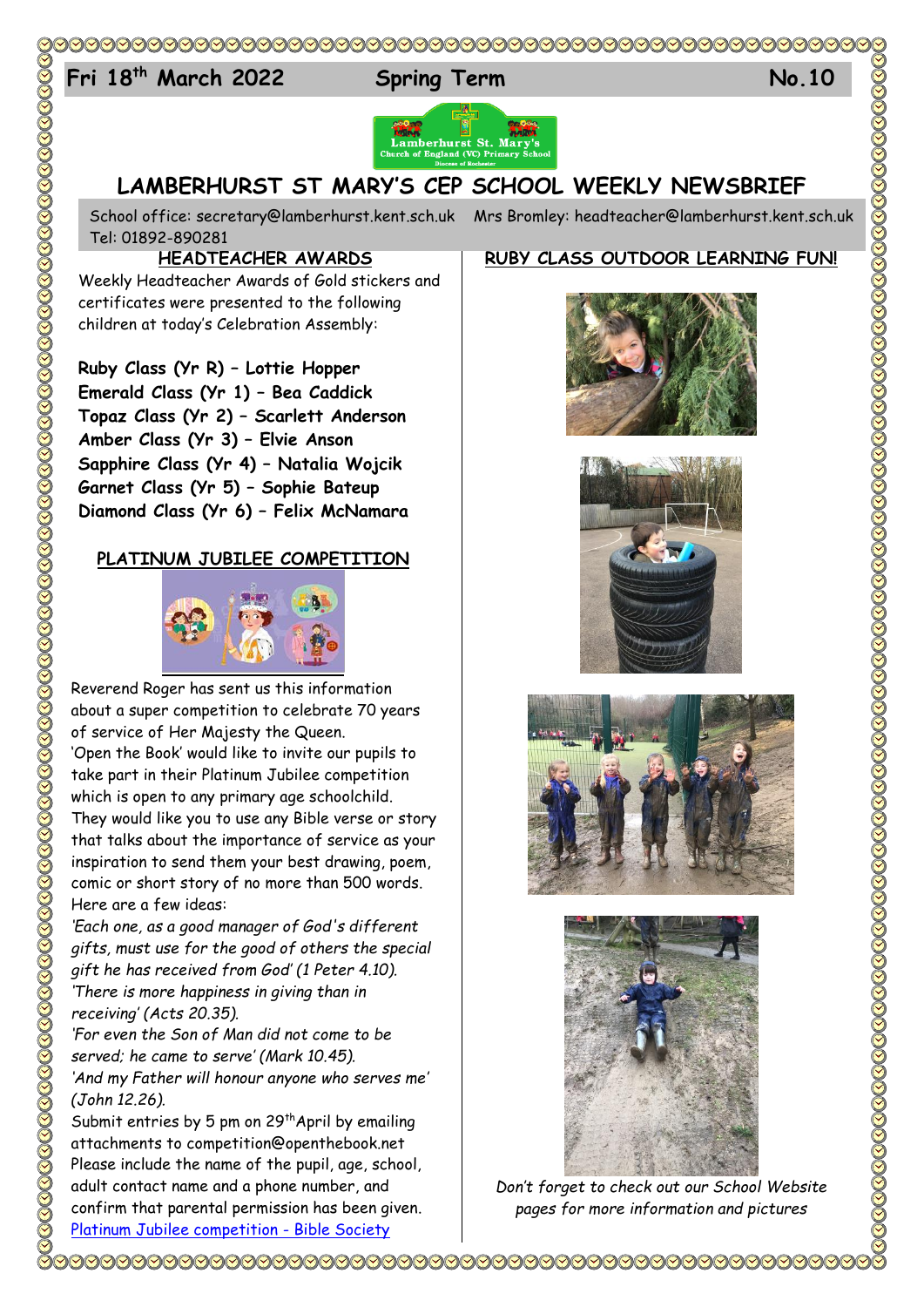Fri 18th March 2022 Spring Term No.10

# LAMBERHURST ST MARY'S CEP SCHOOL WEEKLY NEWSBRIEF

School office: secretary@lamberhurst.kent.sch.uk Mrs Bromley: headteacher@lamberhurst.kent.sch.uk
Tel: 01892-890281

## HEADTEACHER AWARDS

Weekly Headteacher Awards of Gold stickers and certificates were presented to the following children at today's Celebration Assembly:

**Ruby Class (Yr R) – Lottie Hopper**
**Emerald Class (Yr 1) – Bea Caddick**
**Topaz Class (Yr 2) – Scarlett Anderson**
**Amber Class (Yr 3) – Elvie Anson**
**Sapphire Class (Yr 4) – Natalia Wojcik**
**Garnet Class (Yr 5) – Sophie Bateup**
**Diamond Class (Yr 6) – Felix McNamara**

## PLATINUM JUBILEE COMPETITION

Reverend Roger has sent us this information about a super competition to celebrate 70 years of service of Her Majesty the Queen.

'Open the Book' would like to invite our pupils to take part in their Platinum Jubilee competition which is open to any primary age schoolchild. They would like you to use any Bible verse or story that talks about the importance of service as your inspiration to send them your best drawing, poem, comic or short story of no more than 500 words. Here are a few ideas:

*'Each one, as a good manager of God's different gifts, must use for the good of others the special gift he has received from God' (1 Peter 4.10).*
*'There is more happiness in giving than in receiving' (Acts 20.35).*
*'For even the Son of Man did not come to be served; he came to serve' (Mark 10.45).*
*'And my Father will honour anyone who serves me' (John 12.26).*

Submit entries by 5 pm on 29th April by emailing attachments to competition@openthebook.net

Please include the name of the pupil, age, school, adult contact name and a phone number, and confirm that parental permission has been given.

[Platinum Jubilee competition - Bible Society]

## RUBY CLASS OUTDOOR LEARNING FUN!

*Don't forget to check out our School Website pages for more information and pictures*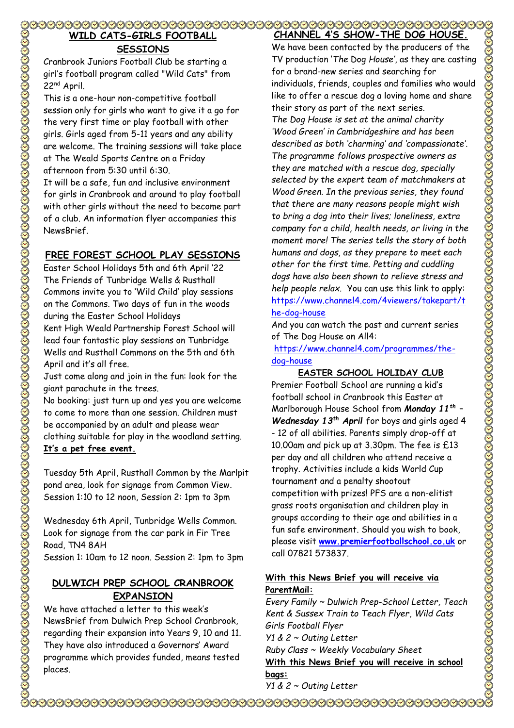## WILD CATS-GIRLS FOOTBALL SESSIONS

Cranbrook Juniors Football Club be starting a girl's football program called "Wild Cats" from 22nd April.

This is a one-hour non-competitive football session only for girls who want to give it a go for the very first time or play football with other girls. Girls aged from 5-11 years and any ability are welcome. The training sessions will take place at The Weald Sports Centre on a Friday afternoon from 5:30 until 6:30.

It will be a safe, fun and inclusive environment for girls in Cranbrook and around to play football with other girls without the need to become part of a club. An information flyer accompanies this NewsBrief.

## FREE FOREST SCHOOL PLAY SESSIONS

Easter School Holidays 5th and 6th April '22

The Friends of Tunbridge Wells & Rusthall Commons invite you to 'Wild Child' play sessions on the Commons. Two days of fun in the woods during the Easter School Holidays

Kent High Weald Partnership Forest School will lead four fantastic play sessions on Tunbridge Wells and Rusthall Commons on the 5th and 6th April and it's all free.

Just come along and join in the fun: look for the giant parachute in the trees.

No booking: just turn up and yes you are welcome to come to more than one session. Children must be accompanied by an adult and please wear clothing suitable for play in the woodland setting. **It's a pet free event.**

Tuesday 5th April, Rusthall Common by the Marlpit pond area, look for signage from Common View. Session 1:10 to 12 noon, Session 2: 1pm to 3pm

Wednesday 6th April, Tunbridge Wells Common. Look for signage from the car park in Fir Tree Road, TN4 8AH

Session 1: 10am to 12 noon. Session 2: 1pm to 3pm

## DULWICH PREP SCHOOL CRANBROOK EXPANSION

We have attached a letter to this week's NewsBrief from Dulwich Prep School Cranbrook, regarding their expansion into Years 9, 10 and 11. They have also introduced a Governors' Award programme which provides funded, means tested places.

## CHANNEL 4'S SHOW-THE DOG HOUSE.

We have been contacted by the producers of the TV production '*The Dog House*', as they are casting for a brand-new series and searching for individuals, friends, couples and families who would like to offer a rescue dog a loving home and share their story as part of the next series.

*The Dog House is set at the animal charity 'Wood Green' in Cambridgeshire and has been described as both 'charming' and 'compassionate'. The programme follows prospective owners as they are matched with a rescue dog, specially selected by the expert team of matchmakers at Wood Green. In the previous series, they found that there are many reasons people might wish to bring a dog into their lives; loneliness, extra company for a child, health needs, or living in the moment more! The series tells the story of both humans and dogs, as they prepare to meet each other for the first time. Petting and cuddling dogs have also been shown to relieve stress and help people relax.* You can use this link to apply: https://www.channel4.com/4viewers/takepart/the-dog-house

And you can watch the past and current series of The Dog House on All4:

https://www.channel4.com/programmes/the-dog-house

## EASTER SCHOOL HOLIDAY CLUB

Premier Football School are running a kid's football school in Cranbrook this Easter at Marlborough House School from ***Monday 11th – Wednesday 13th April*** for boys and girls aged 4 - 12 of all abilities. Parents simply drop-off at 10.00am and pick up at 3.30pm. The fee is £13 per day and all children who attend receive a trophy. Activities include a kids World Cup tournament and a penalty shootout competition with prizes! PFS are a non-elitist grass roots organisation and children play in groups according to their age and abilities in a fun safe environment. Should you wish to book, please visit **www.premierfootballschool.co.uk** or call 07821 573837.

**With this News Brief you will receive via ParentMail:**

*Every Family ~ Dulwich Prep-School Letter, Teach Kent & Sussex Train to Teach Flyer, Wild Cats Girls Football Flyer*

*Y1 & 2 ~ Outing Letter*

*Ruby Class ~ Weekly Vocabulary Sheet*

**With this News Brief you will receive in school bags:**

*Y1 & 2 ~ Outing Letter*